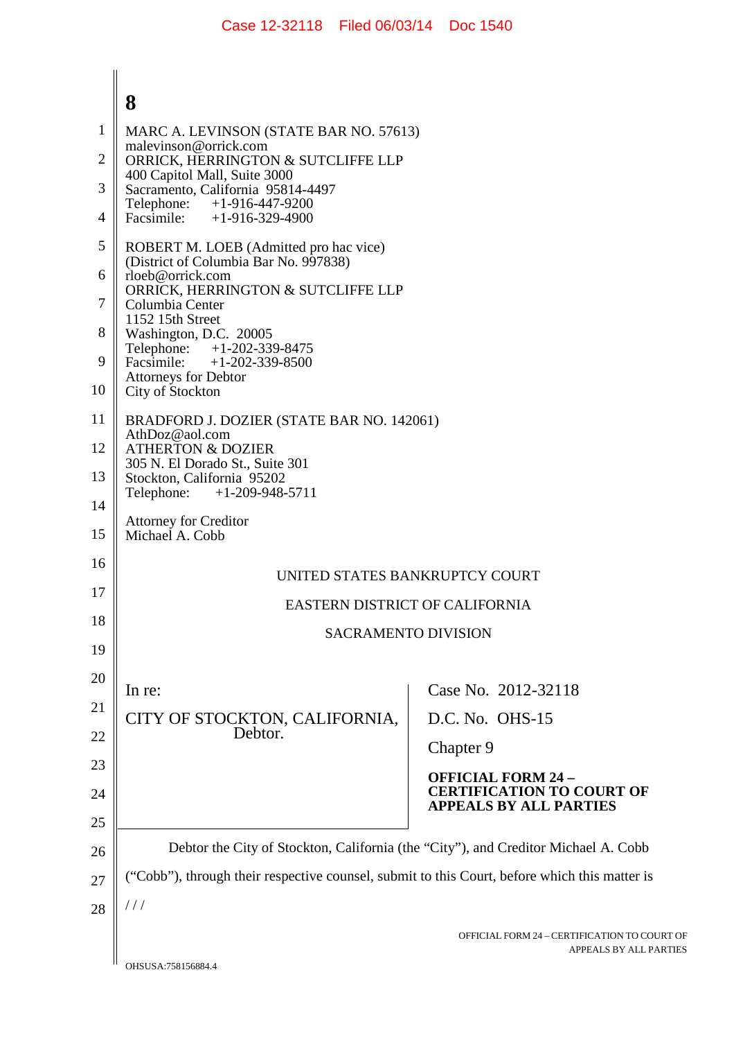MARC A. LEVINSON (STATE BAR NO. 57613)
malevinson@orrick.com
ORRICK, HERRINGTON & SUTCLIFFE LLP
400 Capitol Mall, Suite 3000
Sacramento, California 95814-4497
Telephone: +1-916-447-9200
Facsimile: +1-916-329-4900

ROBERT M. LOEB (Admitted pro hac vice)
(District of Columbia Bar No. 997838)
rloeb@orrick.com
ORRICK, HERRINGTON & SUTCLIFFE LLP
Columbia Center
1152 15th Street
Washington, D.C. 20005
Telephone: +1-202-339-8475
Facsimile: +1-202-339-8500
Attorneys for Debtor
City of Stockton

BRADFORD J. DOZIER (STATE BAR NO. 142061)
AthDoz@aol.com
ATHERTON & DOZIER
305 N. El Dorado St., Suite 301
Stockton, California 95202
Telephone: +1-209-948-5711

Attorney for Creditor
Michael A. Cobb

UNITED STATES BANKRUPTCY COURT

EASTERN DISTRICT OF CALIFORNIA

SACRAMENTO DIVISION

| In re: | Case No. 2012-32118 |
|---|---|
| CITY OF STOCKTON, CALIFORNIA, Debtor. | D.C. No. OHS-15 |
| | Chapter 9 |
| | **OFFICIAL FORM 24 – CERTIFICATION TO COURT OF APPEALS BY ALL PARTIES** |

Debtor the City of Stockton, California (the "City"), and Creditor Michael A. Cobb ("Cobb"), through their respective counsel, submit to this Court, before which this matter is

/ / /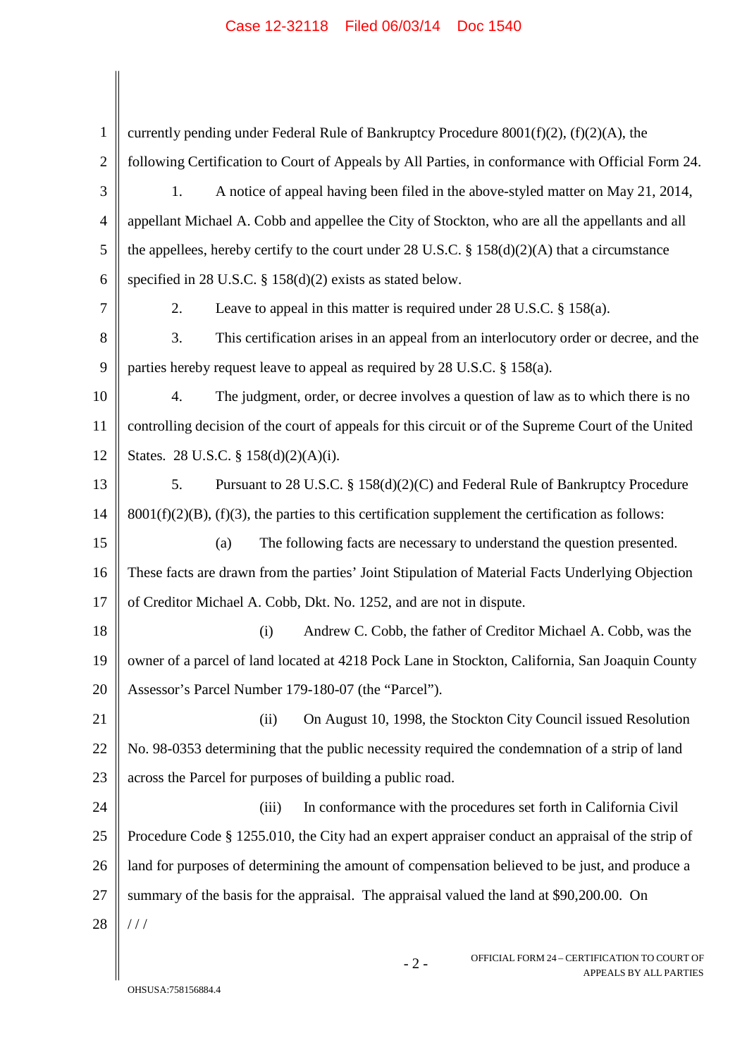currently pending under Federal Rule of Bankruptcy Procedure 8001(f)(2), (f)(2)(A), the following Certification to Court of Appeals by All Parties, in conformance with Official Form 24.

1. A notice of appeal having been filed in the above-styled matter on May 21, 2014, appellant Michael A. Cobb and appellee the City of Stockton, who are all the appellants and all the appellees, hereby certify to the court under 28 U.S.C. § 158(d)(2)(A) that a circumstance specified in 28 U.S.C. § 158(d)(2) exists as stated below.

2. Leave to appeal in this matter is required under 28 U.S.C. § 158(a).

3. This certification arises in an appeal from an interlocutory order or decree, and the parties hereby request leave to appeal as required by 28 U.S.C. § 158(a).

4. The judgment, order, or decree involves a question of law as to which there is no controlling decision of the court of appeals for this circuit or of the Supreme Court of the United States. 28 U.S.C. § 158(d)(2)(A)(i).

5. Pursuant to 28 U.S.C. § 158(d)(2)(C) and Federal Rule of Bankruptcy Procedure 8001(f)(2)(B), (f)(3), the parties to this certification supplement the certification as follows:

(a) The following facts are necessary to understand the question presented. These facts are drawn from the parties' Joint Stipulation of Material Facts Underlying Objection of Creditor Michael A. Cobb, Dkt. No. 1252, and are not in dispute.

(i) Andrew C. Cobb, the father of Creditor Michael A. Cobb, was the owner of a parcel of land located at 4218 Pock Lane in Stockton, California, San Joaquin County Assessor's Parcel Number 179-180-07 (the "Parcel").

(ii) On August 10, 1998, the Stockton City Council issued Resolution No. 98-0353 determining that the public necessity required the condemnation of a strip of land across the Parcel for purposes of building a public road.

(iii) In conformance with the procedures set forth in California Civil Procedure Code § 1255.010, the City had an expert appraiser conduct an appraisal of the strip of land for purposes of determining the amount of compensation believed to be just, and produce a summary of the basis for the appraisal. The appraisal valued the land at $90,200.00. On

/ / /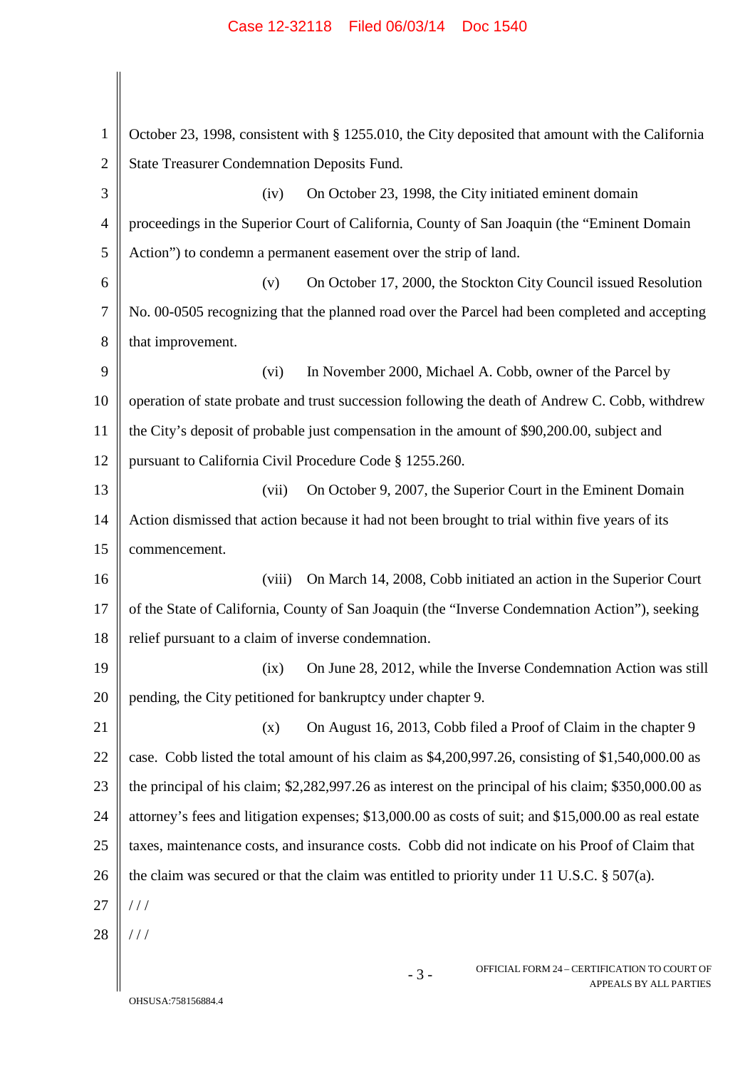October 23, 1998, consistent with § 1255.010, the City deposited that amount with the California State Treasurer Condemnation Deposits Fund.

(iv) On October 23, 1998, the City initiated eminent domain proceedings in the Superior Court of California, County of San Joaquin (the "Eminent Domain Action") to condemn a permanent easement over the strip of land.

(v) On October 17, 2000, the Stockton City Council issued Resolution No. 00-0505 recognizing that the planned road over the Parcel had been completed and accepting that improvement.

(vi) In November 2000, Michael A. Cobb, owner of the Parcel by operation of state probate and trust succession following the death of Andrew C. Cobb, withdrew the City's deposit of probable just compensation in the amount of $90,200.00, subject and pursuant to California Civil Procedure Code § 1255.260.

(vii) On October 9, 2007, the Superior Court in the Eminent Domain Action dismissed that action because it had not been brought to trial within five years of its commencement.

(viii) On March 14, 2008, Cobb initiated an action in the Superior Court of the State of California, County of San Joaquin (the "Inverse Condemnation Action"), seeking relief pursuant to a claim of inverse condemnation.

(ix) On June 28, 2012, while the Inverse Condemnation Action was still pending, the City petitioned for bankruptcy under chapter 9.

(x) On August 16, 2013, Cobb filed a Proof of Claim in the chapter 9 case. Cobb listed the total amount of his claim as $4,200,997.26, consisting of $1,540,000.00 as the principal of his claim; $2,282,997.26 as interest on the principal of his claim; $350,000.00 as attorney's fees and litigation expenses; $13,000.00 as costs of suit; and $15,000.00 as real estate taxes, maintenance costs, and insurance costs. Cobb did not indicate on his Proof of Claim that the claim was secured or that the claim was entitled to priority under 11 U.S.C. § 507(a).

/ / /

/ / /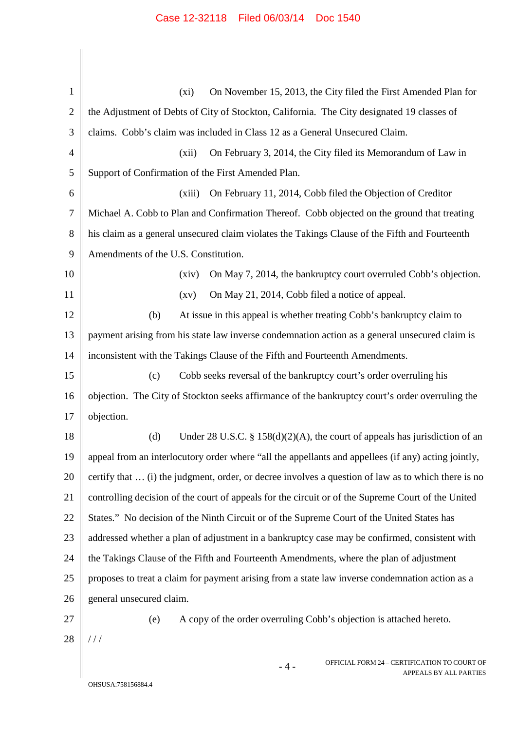(xi) On November 15, 2013, the City filed the First Amended Plan for the Adjustment of Debts of City of Stockton, California. The City designated 19 classes of claims. Cobb's claim was included in Class 12 as a General Unsecured Claim.

(xii) On February 3, 2014, the City filed its Memorandum of Law in Support of Confirmation of the First Amended Plan.

(xiii) On February 11, 2014, Cobb filed the Objection of Creditor Michael A. Cobb to Plan and Confirmation Thereof. Cobb objected on the ground that treating his claim as a general unsecured claim violates the Takings Clause of the Fifth and Fourteenth Amendments of the U.S. Constitution.

(xiv) On May 7, 2014, the bankruptcy court overruled Cobb's objection.

(xv) On May 21, 2014, Cobb filed a notice of appeal.

(b) At issue in this appeal is whether treating Cobb's bankruptcy claim to payment arising from his state law inverse condemnation action as a general unsecured claim is inconsistent with the Takings Clause of the Fifth and Fourteenth Amendments.

(c) Cobb seeks reversal of the bankruptcy court's order overruling his objection. The City of Stockton seeks affirmance of the bankruptcy court's order overruling the objection.

(d) Under 28 U.S.C. § 158(d)(2)(A), the court of appeals has jurisdiction of an appeal from an interlocutory order where "all the appellants and appellees (if any) acting jointly, certify that … (i) the judgment, order, or decree involves a question of law as to which there is no controlling decision of the court of appeals for the circuit or of the Supreme Court of the United States." No decision of the Ninth Circuit or of the Supreme Court of the United States has addressed whether a plan of adjustment in a bankruptcy case may be confirmed, consistent with the Takings Clause of the Fifth and Fourteenth Amendments, where the plan of adjustment proposes to treat a claim for payment arising from a state law inverse condemnation action as a general unsecured claim.

(e) A copy of the order overruling Cobb's objection is attached hereto.

/ / /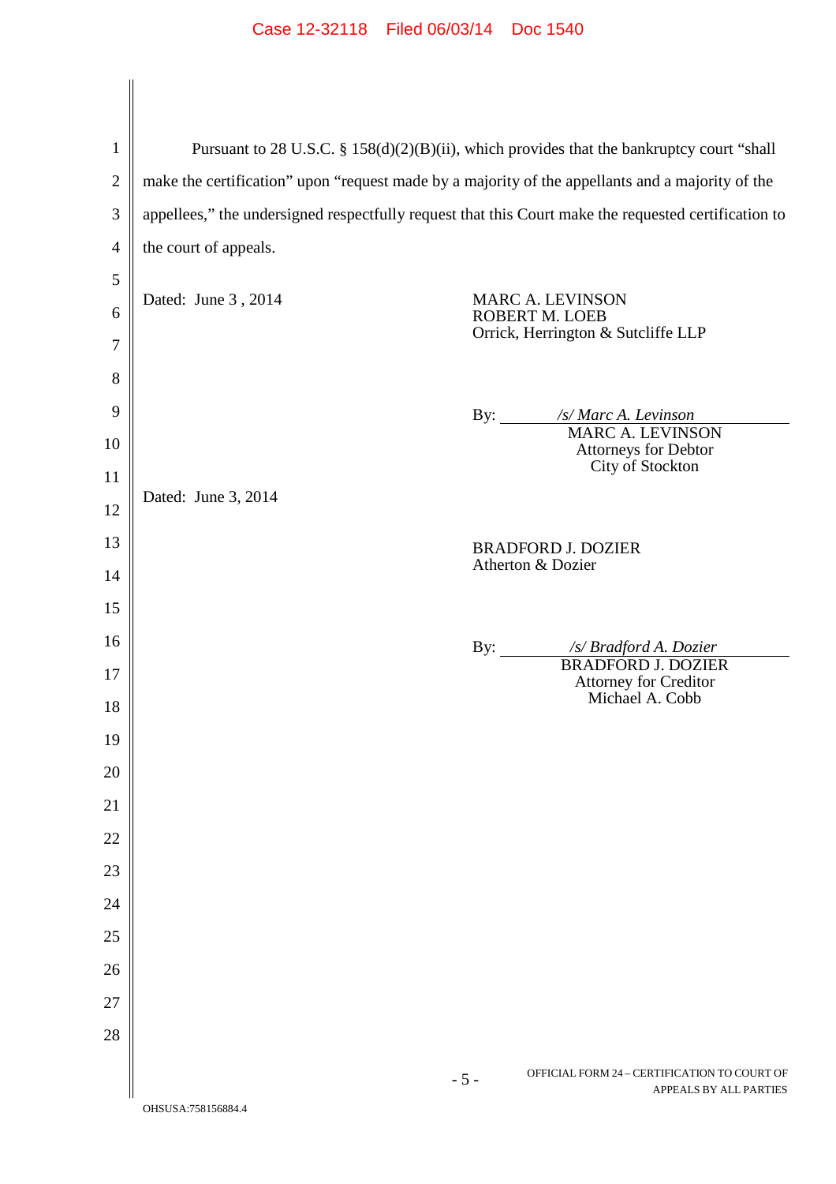Pursuant to 28 U.S.C. § 158(d)(2)(B)(ii), which provides that the bankruptcy court "shall make the certification" upon "request made by a majority of the appellants and a majority of the appellees," the undersigned respectfully request that this Court make the requested certification to the court of appeals.

Dated: June 3 , 2014

MARC A. LEVINSON
ROBERT M. LOEB
Orrick, Herrington & Sutcliffe LLP

By: */s/ Marc A. Levinson*
MARC A. LEVINSON
Attorneys for Debtor
City of Stockton

Dated: June 3, 2014

BRADFORD J. DOZIER
Atherton & Dozier

By: */s/ Bradford A. Dozier*
BRADFORD J. DOZIER
Attorney for Creditor
Michael A. Cobb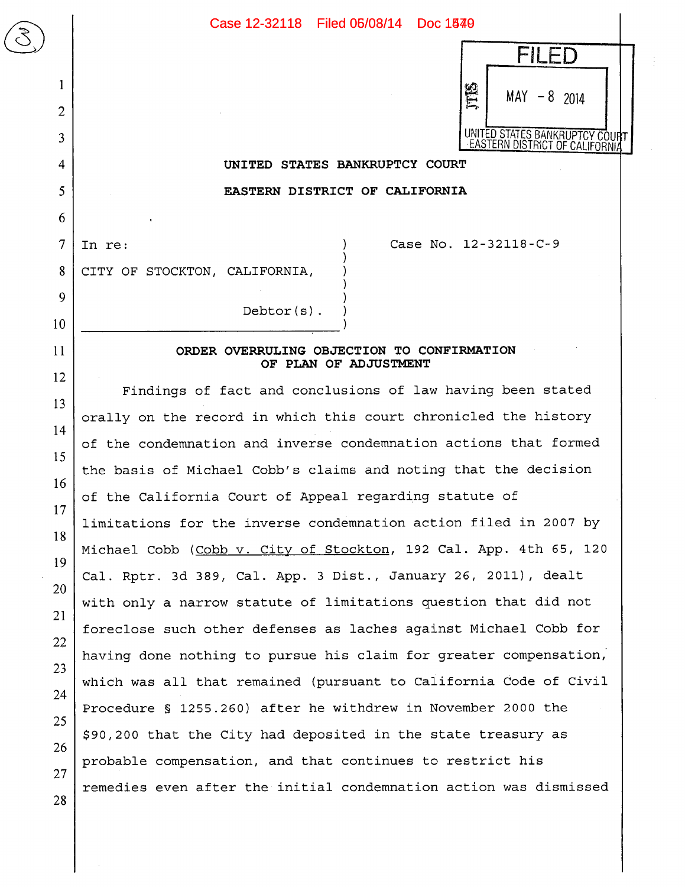FILED

MAY - 8 2014

UNITED STATES BANKRUPTCY COURT
EASTERN DISTRICT OF CALIFORNIA

**UNITED STATES BANKRUPTCY COURT**

**EASTERN DISTRICT OF CALIFORNIA**

In re:

CITY OF STOCKTON, CALIFORNIA,

Debtor(s).

Case No. 12-32118-C-9

**ORDER OVERRULING OBJECTION TO CONFIRMATION OF PLAN OF ADJUSTMENT**

Findings of fact and conclusions of law having been stated orally on the record in which this court chronicled the history of the condemnation and inverse condemnation actions that formed the basis of Michael Cobb's claims and noting that the decision of the California Court of Appeal regarding statute of limitations for the inverse condemnation action filed in 2007 by Michael Cobb (Cobb v. City of Stockton, 192 Cal. App. 4th 65, 120 Cal. Rptr. 3d 389, Cal. App. 3 Dist., January 26, 2011), dealt with only a narrow statute of limitations question that did not foreclose such other defenses as laches against Michael Cobb for having done nothing to pursue his claim for greater compensation, which was all that remained (pursuant to California Code of Civil Procedure § 1255.260) after he withdrew in November 2000 the $90,200 that the City had deposited in the state treasury as probable compensation, and that continues to restrict his remedies even after the initial condemnation action was dismissed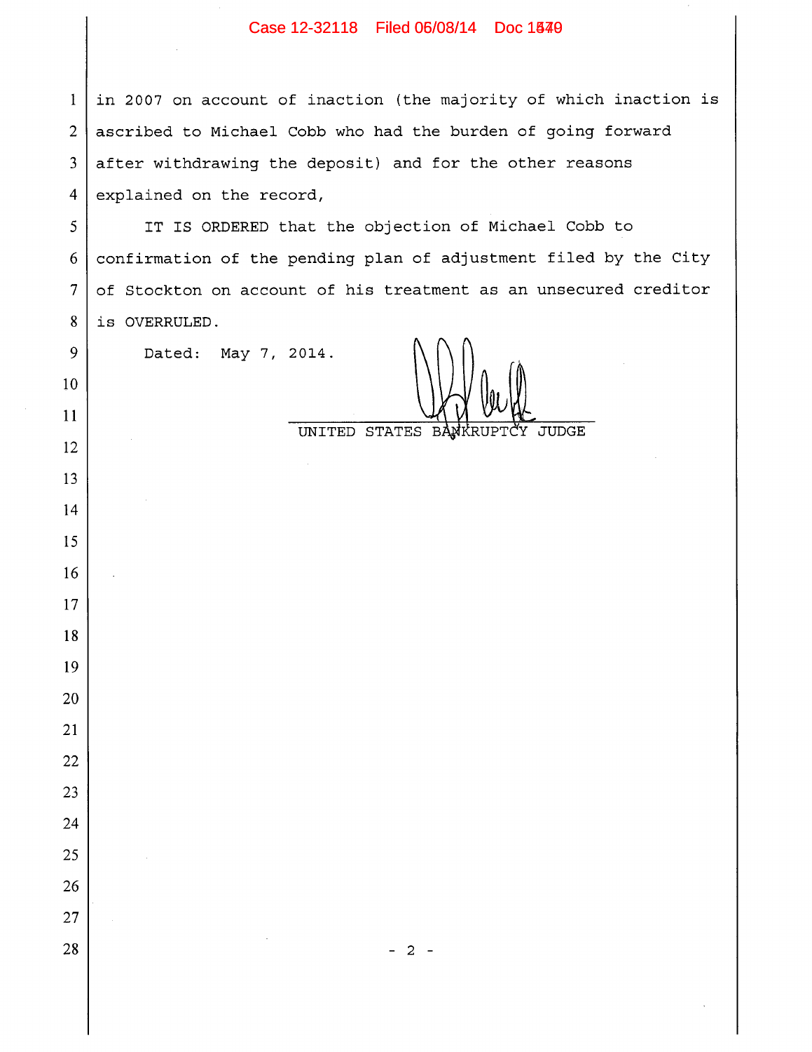in 2007 on account of inaction (the majority of which inaction is ascribed to Michael Cobb who had the burden of going forward after withdrawing the deposit) and for the other reasons explained on the record,

IT IS ORDERED that the objection of Michael Cobb to confirmation of the pending plan of adjustment filed by the City of Stockton on account of his treatment as an unsecured creditor is OVERRULED.

Dated: May 7, 2014.

UNITED STATES BANKRUPTCY JUDGE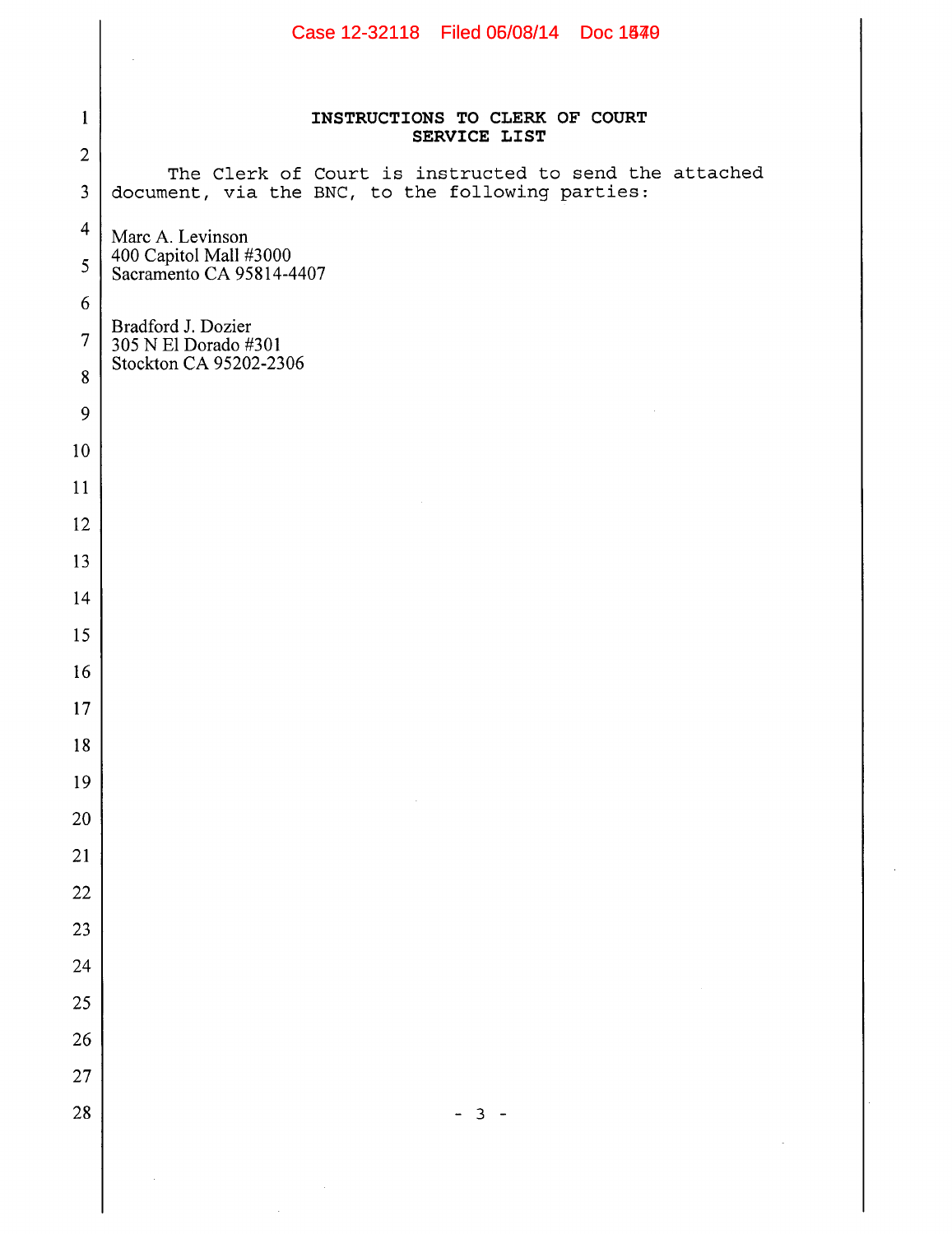# INSTRUCTIONS TO CLERK OF COURT
## SERVICE LIST

The Clerk of Court is instructed to send the attached document, via the BNC, to the following parties:

Marc A. Levinson
400 Capitol Mall #3000
Sacramento CA 95814-4407

Bradford J. Dozier
305 N El Dorado #301
Stockton CA 95202-2306